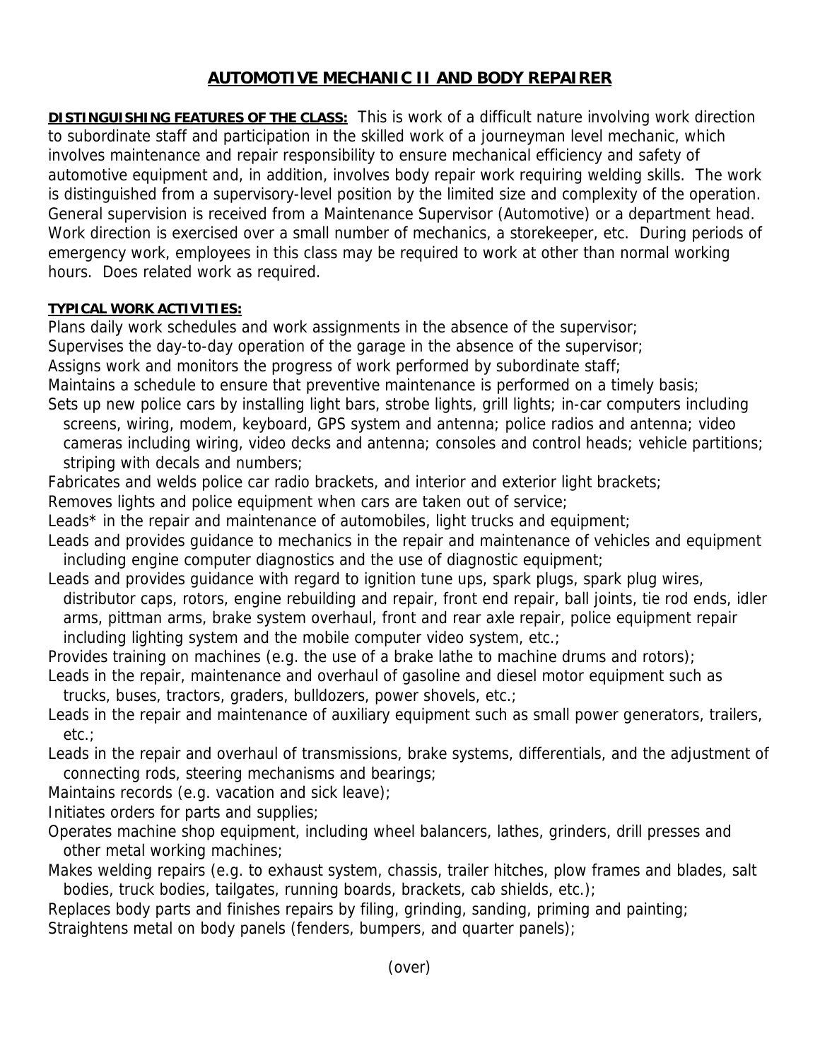# AUTOMOTIVE MECHANIC II AND BODY REPAIRER

**DISTINGUISHING FEATURES OF THE CLASS:** This is work of a difficult nature involving work direction to subordinate staff and participation in the skilled work of a journeyman level mechanic, which involves maintenance and repair responsibility to ensure mechanical efficiency and safety of automotive equipment and, in addition, involves body repair work requiring welding skills. The work is distinguished from a supervisory-level position by the limited size and complexity of the operation. General supervision is received from a Maintenance Supervisor (Automotive) or a department head. Work direction is exercised over a small number of mechanics, a storekeeper, etc. During periods of emergency work, employees in this class may be required to work at other than normal working hours. Does related work as required.

**TYPICAL WORK ACTIVITIES:**

Plans daily work schedules and work assignments in the absence of the supervisor;
Supervises the day-to-day operation of the garage in the absence of the supervisor;
Assigns work and monitors the progress of work performed by subordinate staff;
Maintains a schedule to ensure that preventive maintenance is performed on a timely basis;
Sets up new police cars by installing light bars, strobe lights, grill lights; in-car computers including screens, wiring, modem, keyboard, GPS system and antenna; police radios and antenna; video cameras including wiring, video decks and antenna; consoles and control heads; vehicle partitions; striping with decals and numbers;
Fabricates and welds police car radio brackets, and interior and exterior light brackets;
Removes lights and police equipment when cars are taken out of service;
Leads* in the repair and maintenance of automobiles, light trucks and equipment;
Leads and provides guidance to mechanics in the repair and maintenance of vehicles and equipment including engine computer diagnostics and the use of diagnostic equipment;
Leads and provides guidance with regard to ignition tune ups, spark plugs, spark plug wires, distributor caps, rotors, engine rebuilding and repair, front end repair, ball joints, tie rod ends, idler arms, pittman arms, brake system overhaul, front and rear axle repair, police equipment repair including lighting system and the mobile computer video system, etc.;
Provides training on machines (e.g. the use of a brake lathe to machine drums and rotors);
Leads in the repair, maintenance and overhaul of gasoline and diesel motor equipment such as trucks, buses, tractors, graders, bulldozers, power shovels, etc.;
Leads in the repair and maintenance of auxiliary equipment such as small power generators, trailers, etc.;
Leads in the repair and overhaul of transmissions, brake systems, differentials, and the adjustment of connecting rods, steering mechanisms and bearings;
Maintains records (e.g. vacation and sick leave);
Initiates orders for parts and supplies;
Operates machine shop equipment, including wheel balancers, lathes, grinders, drill presses and other metal working machines;
Makes welding repairs (e.g. to exhaust system, chassis, trailer hitches, plow frames and blades, salt bodies, truck bodies, tailgates, running boards, brackets, cab shields, etc.);
Replaces body parts and finishes repairs by filing, grinding, sanding, priming and painting;
Straightens metal on body panels (fenders, bumpers, and quarter panels);

(over)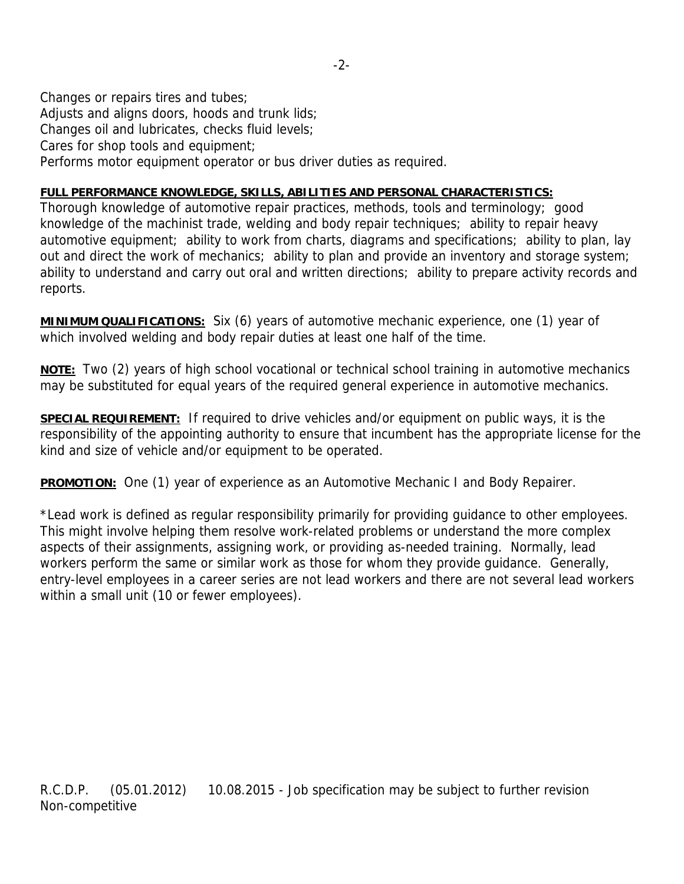Changes or repairs tires and tubes;
Adjusts and aligns doors, hoods and trunk lids;
Changes oil and lubricates, checks fluid levels;
Cares for shop tools and equipment;
Performs motor equipment operator or bus driver duties as required.

**FULL PERFORMANCE KNOWLEDGE, SKILLS, ABILITIES AND PERSONAL CHARACTERISTICS:**
Thorough knowledge of automotive repair practices, methods, tools and terminology; good knowledge of the machinist trade, welding and body repair techniques; ability to repair heavy automotive equipment; ability to work from charts, diagrams and specifications; ability to plan, lay out and direct the work of mechanics; ability to plan and provide an inventory and storage system; ability to understand and carry out oral and written directions; ability to prepare activity records and reports.

**MINIMUM QUALIFICATIONS:** Six (6) years of automotive mechanic experience, one (1) year of which involved welding and body repair duties at least one half of the time.

**NOTE:** Two (2) years of high school vocational or technical school training in automotive mechanics may be substituted for equal years of the required general experience in automotive mechanics.

**SPECIAL REQUIREMENT:** If required to drive vehicles and/or equipment on public ways, it is the responsibility of the appointing authority to ensure that incumbent has the appropriate license for the kind and size of vehicle and/or equipment to be operated.

**PROMOTION:** One (1) year of experience as an Automotive Mechanic I and Body Repairer.

*Lead work is defined as regular responsibility primarily for providing guidance to other employees. This might involve helping them resolve work-related problems or understand the more complex aspects of their assignments, assigning work, or providing as-needed training. Normally, lead workers perform the same or similar work as those for whom they provide guidance. Generally, entry-level employees in a career series are not lead workers and there are not several lead workers within a small unit (10 or fewer employees).

R.C.D.P. (05.01.2012) 10.08.2015 - Job specification may be subject to further revision
Non-competitive